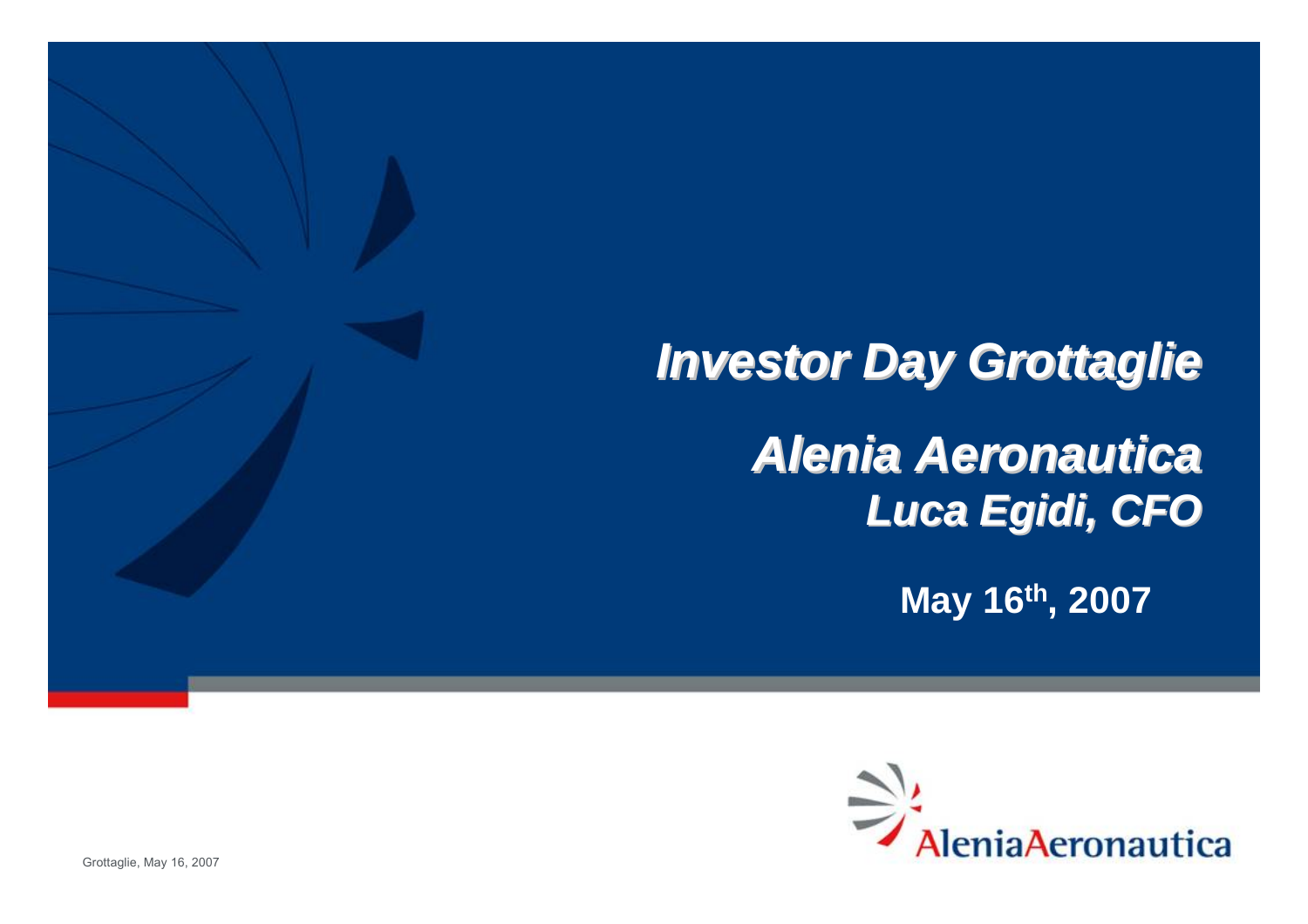# *Investor Day Grottaglie*

## *Alenia Aeronautica*

### *Luca Egidi, CFO*

**May 16th, 2007**

AleniaAeronautica

Grottaglie, May 16, 2007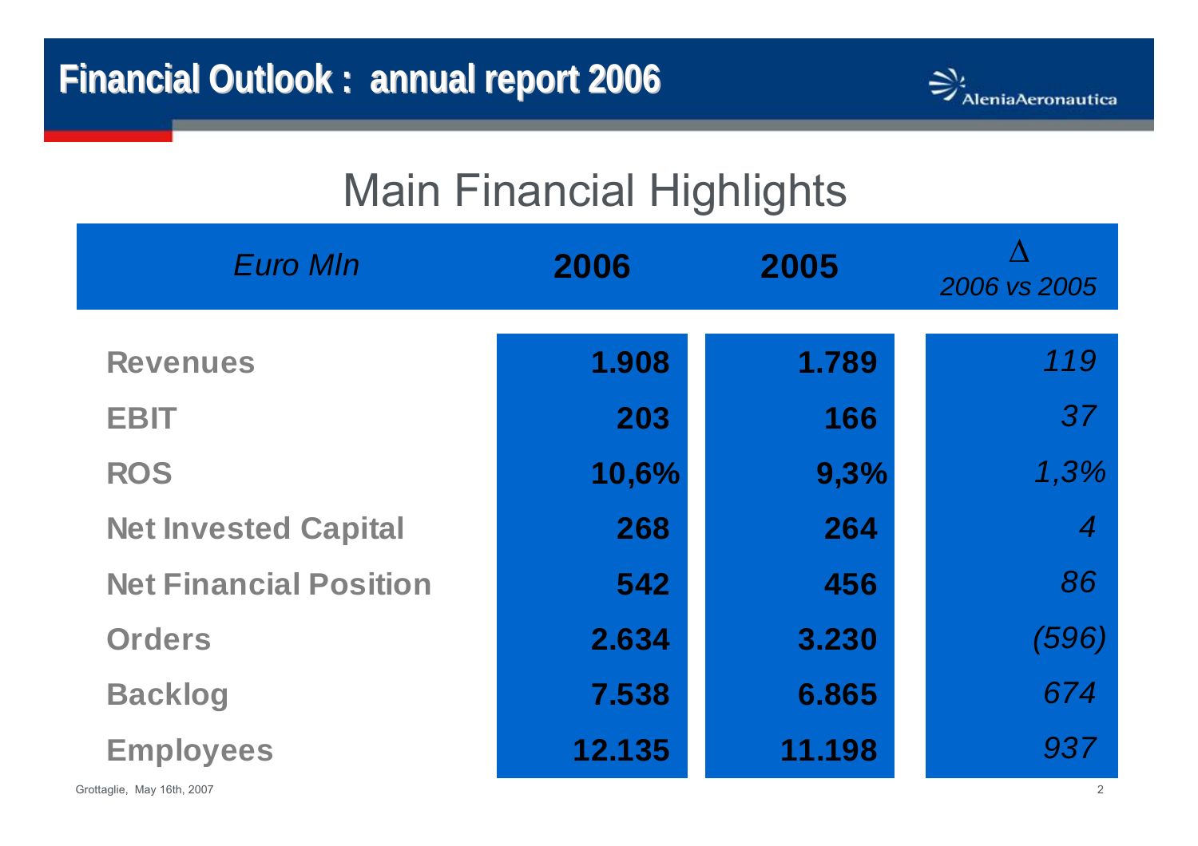# Financial Outlook : annual report 2006

## Main Financial Highlights

| *Euro Mln* | **2006** | **2005** | Δ *2006 vs 2005* |
|---|---|---|---|
| **Revenues** | **1.908** | **1.789** | *119* |
| **EBIT** | **203** | **166** | *37* |
| **ROS** | **10,6%** | **9,3%** | *1,3%* |
| **Net Invested Capital** | **268** | **264** | *4* |
| **Net Financial Position** | **542** | **456** | *86* |
| **Orders** | **2.634** | **3.230** | *(596)* |
| **Backlog** | **7.538** | **6.865** | *674* |
| **Employees** | **12.135** | **11.198** | *937* |

Grottaglie, May 16th, 2007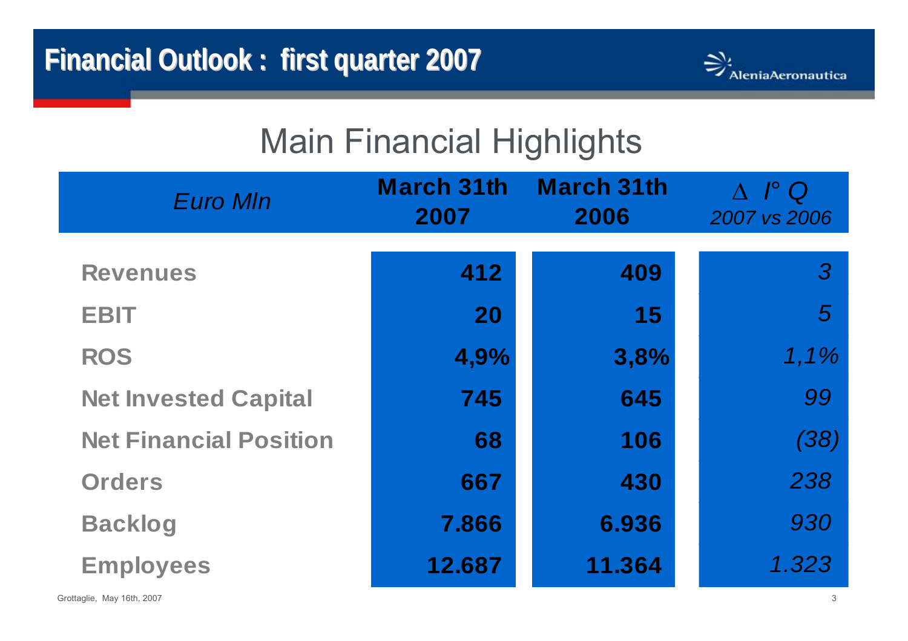# Financial Outlook : first quarter 2007

AleniaAeronautica

## Main Financial Highlights

| *Euro Mln* | **March 31th 2007** | **March 31th 2006** | *Δ I° Q 2007 vs 2006* |
|---|---|---|---|
| **Revenues** | **412** | **409** | *3* |
| **EBIT** | **20** | **15** | *5* |
| **ROS** | **4,9%** | **3,8%** | *1,1%* |
| **Net Invested Capital** | **745** | **645** | *99* |
| **Net Financial Position** | **68** | **106** | *(38)* |
| **Orders** | **667** | **430** | *238* |
| **Backlog** | **7.866** | **6.936** | *930* |
| **Employees** | **12.687** | **11.364** | *1.323* |

Grottaglie, May 16th, 2007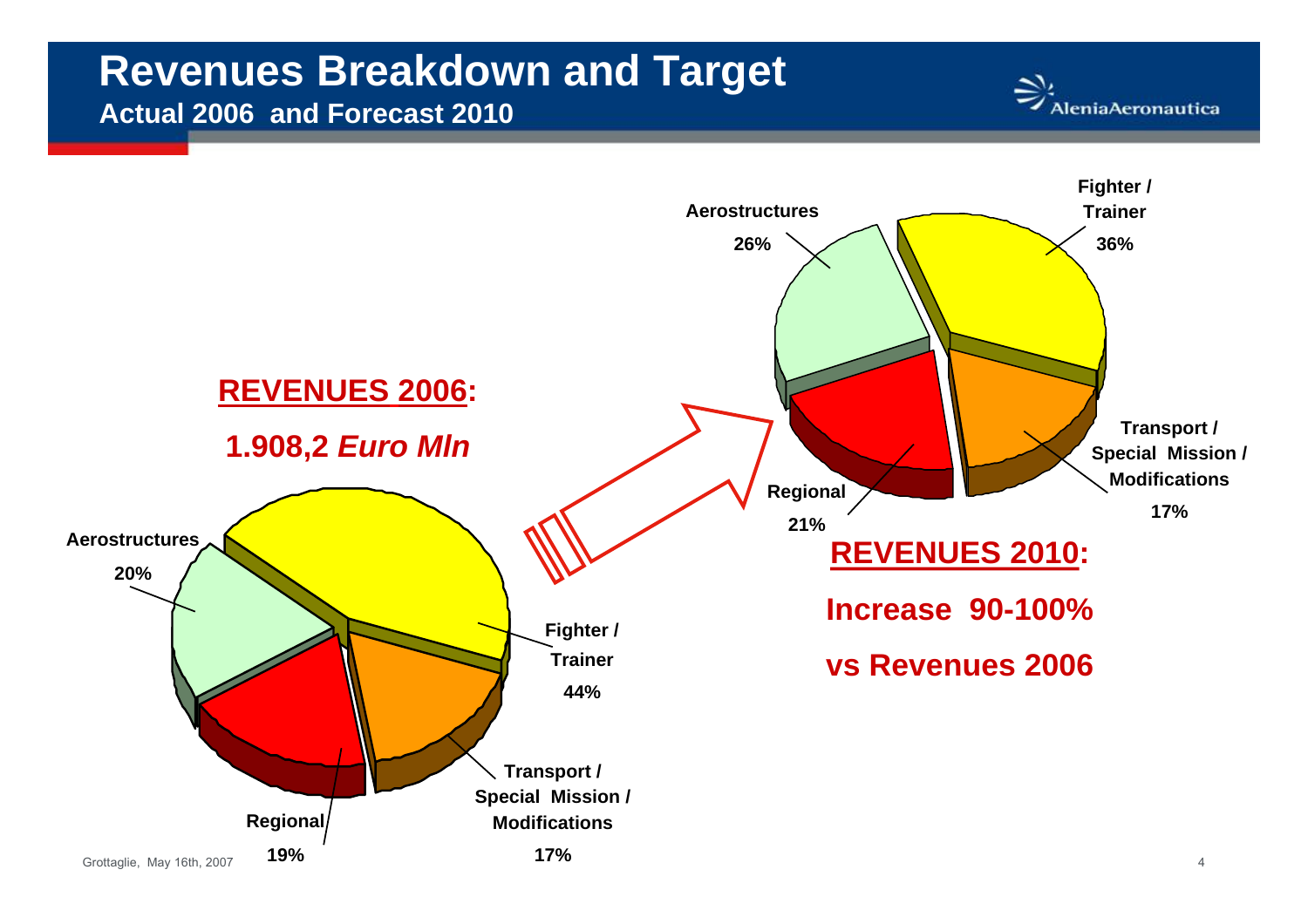# Revenues Breakdown and Target

**Actual 2006 and Forecast 2010**

**REVENUES 2006:**

**1.908,2 *Euro Mln***

| Segment | 2006 | 2010 |
| --- | --- | --- |
| Fighter / Trainer | 44% | 36% |
| Transport / Special Mission / Modifications | 17% | 17% |
| Regional | 19% | 21% |
| Aerostructures | 20% | 26% |

**REVENUES 2010:**

**Increase 90-100%**

**vs Revenues 2006**

Grottaglie, May 16th, 2007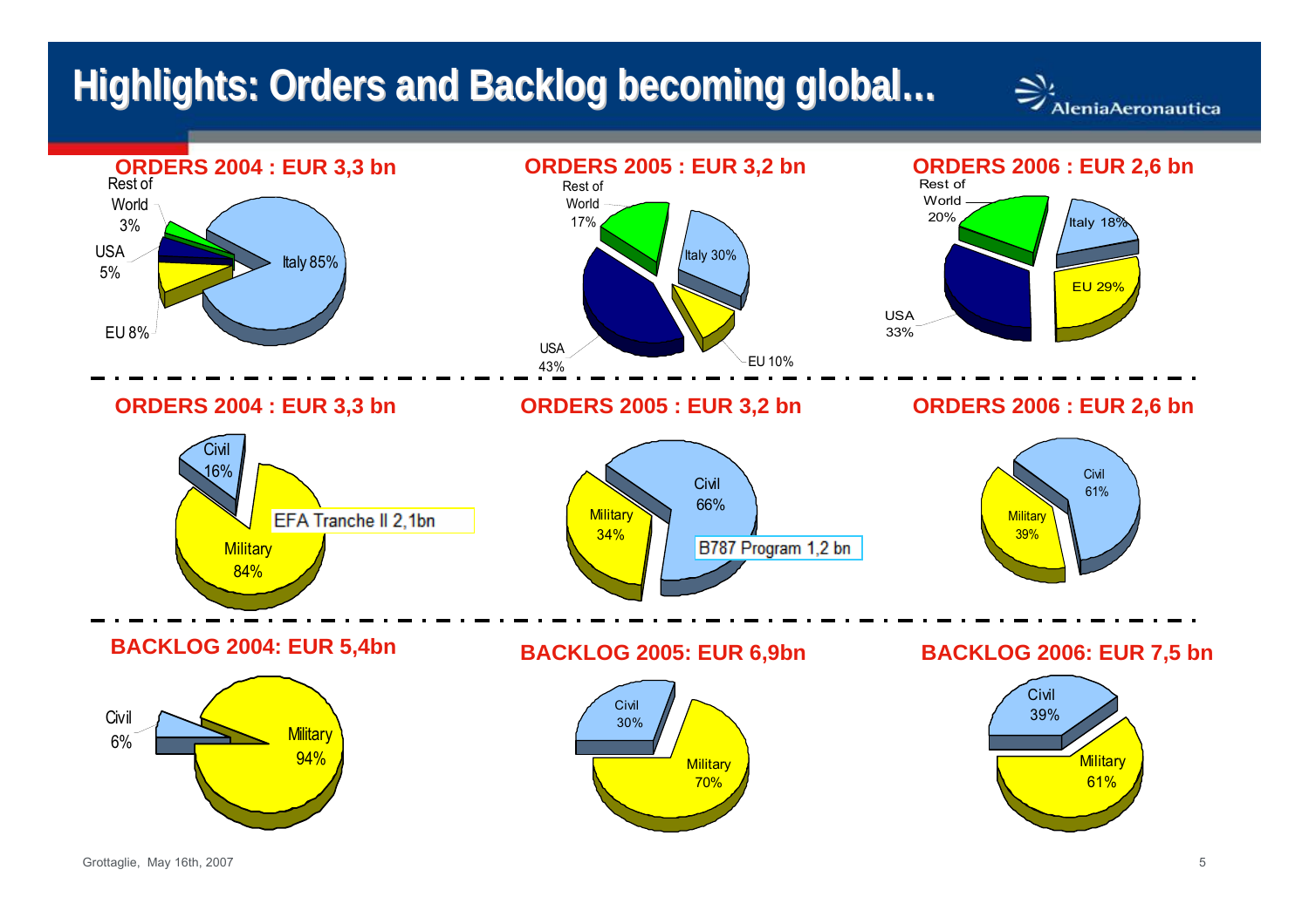# Highlights: Orders and Backlog becoming global...

AleniaAeronautica

## ORDERS 2004 : EUR 3,3 bn

- Italy 85%
- EU 8%
- USA 5%
- Rest of World 3%

## ORDERS 2005 : EUR 3,2 bn

- Italy 30%
- EU 10%
- USA 43%
- Rest of World 17%

## ORDERS 2006 : EUR 2,6 bn

- Italy 18%
- EU 29%
- USA 33%
- Rest of World 20%

## ORDERS 2004 : EUR 3,3 bn

- Civil 16%
- Military 84%

EFA Tranche II 2,1bn

## ORDERS 2005 : EUR 3,2 bn

- Civil 66%
- Military 34%

B787 Program 1,2 bn

## ORDERS 2006 : EUR 2,6 bn

- Civil 61%
- Military 39%

## BACKLOG 2004: EUR 5,4bn

- Civil 6%
- Military 94%

## BACKLOG 2005: EUR 6,9bn

- Civil 30%
- Military 70%

## BACKLOG 2006: EUR 7,5 bn

- Civil 39%
- Military 61%

Grottaglie, May 16th, 2007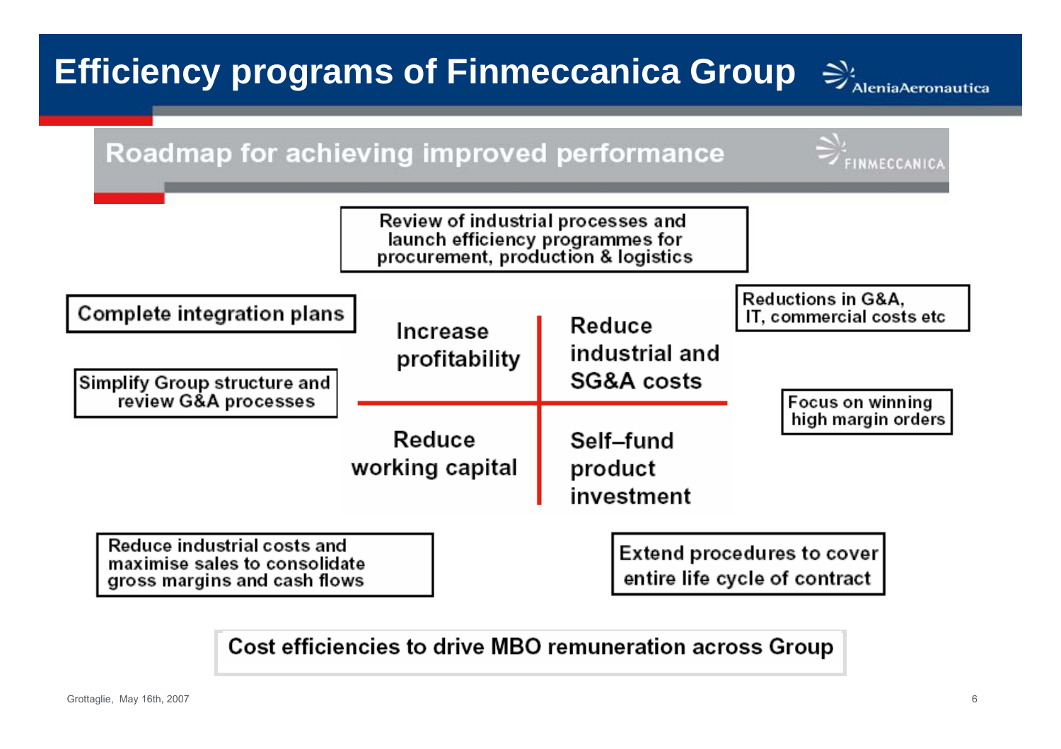# Efficiency programs of Finmeccanica Group

## Roadmap for achieving improved performance

Review of industrial processes and launch efficiency programmes for procurement, production & logistics

Complete integration plans

Simplify Group structure and review G&A processes

Reductions in G&A, IT, commercial costs etc

Focus on winning high margin orders

| Increase profitability | Reduce industrial and SG&A costs |
| --- | --- |
| Reduce working capital | Self–fund product investment |

Reduce industrial costs and maximise sales to consolidate gross margins and cash flows

Extend procedures to cover entire life cycle of contract

**Cost efficiencies to drive MBO remuneration across Group**

Grottaglie, May 16th, 2007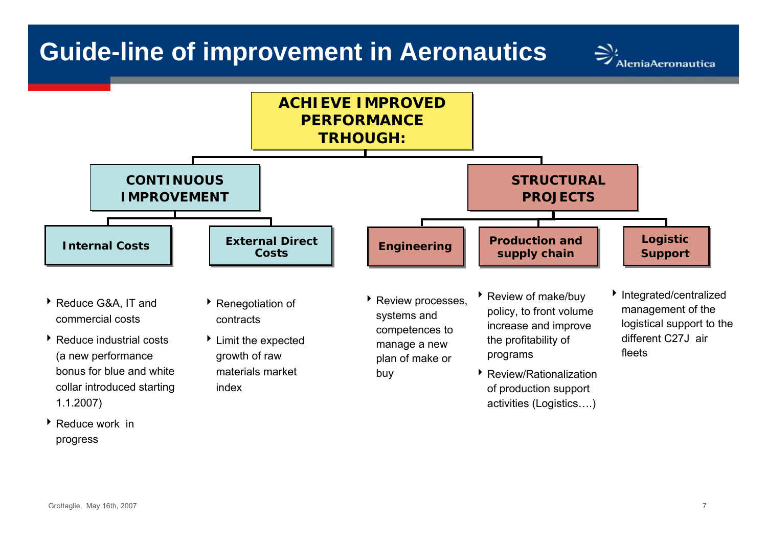# Guide-line of improvement in Aeronautics

AleniaAeronautica

**ACHIEVE IMPROVED PERFORMANCE TRHOUGH:**

## CONTINUOUS IMPROVEMENT

### Internal Costs

- Reduce G&A, IT and commercial costs
- Reduce industrial costs (a new performance bonus for blue and white collar introduced starting 1.1.2007)
- Reduce work in progress

### External Direct Costs

- Renegotiation of contracts
- Limit the expected growth of raw materials market index

## STRUCTURAL PROJECTS

### Engineering

- Review processes, systems and competences to manage a new plan of make or buy

### Production and supply chain

- Review of make/buy policy, to front volume increase and improve the profitability of programs
- Review/Rationalization of production support activities (Logistics….)

### Logistic Support

- Integrated/centralized management of the logistical support to the different C27J air fleets

Grottaglie, May 16th, 2007